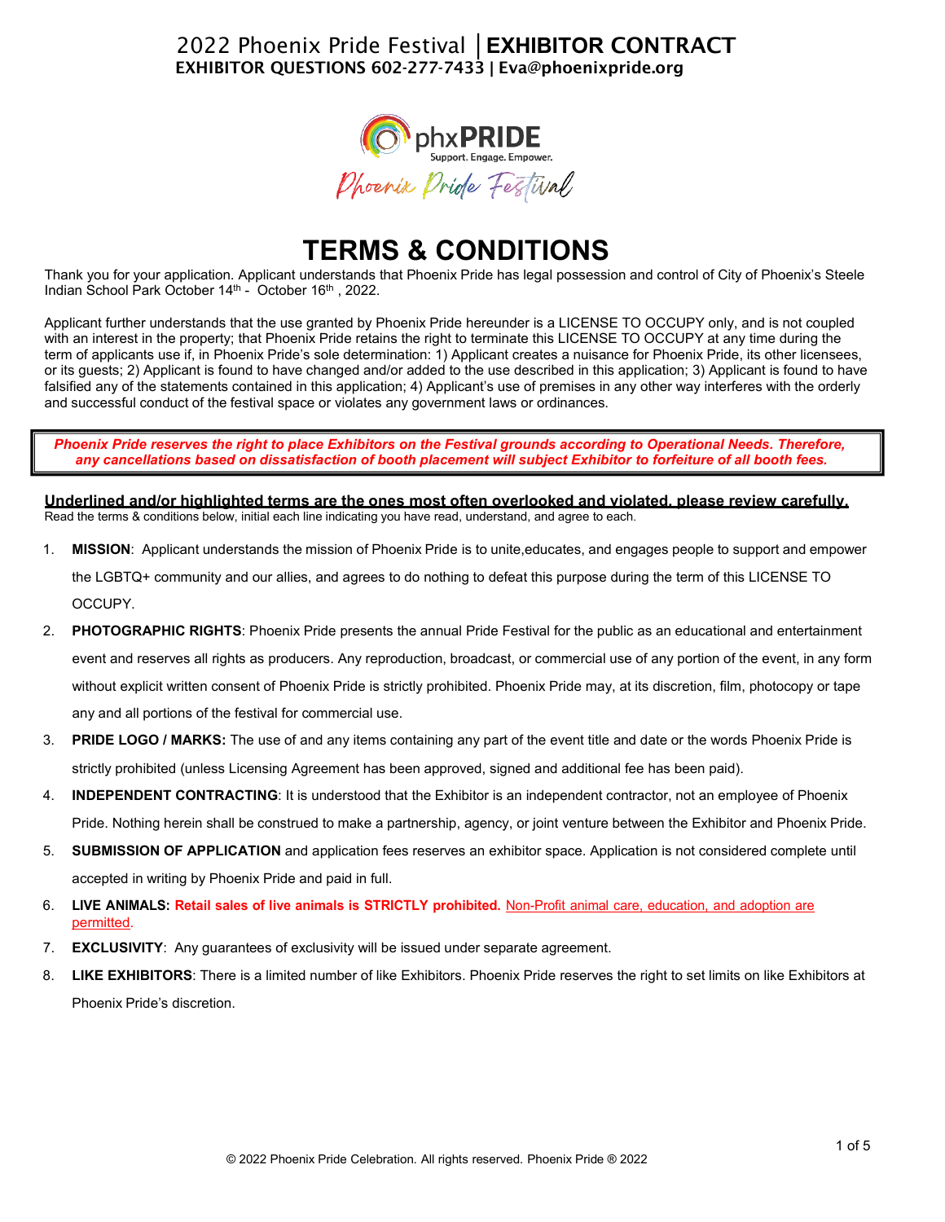# 2022 Phoenix Pride Festival | EXHIBITOR CONTRACT

**EXHIBITOR QUESTIONS 602-277-7433 | Eva@phoenixpride.org**

phxPRIDE
Support. Engage. Empower.
Phoenix Pride Festival

# TERMS & CONDITIONS

Thank you for your application. Applicant understands that Phoenix Pride has legal possession and control of City of Phoenix's Steele Indian School Park October 14th - October 16th , 2022.

Applicant further understands that the use granted by Phoenix Pride hereunder is a LICENSE TO OCCUPY only, and is not coupled with an interest in the property; that Phoenix Pride retains the right to terminate this LICENSE TO OCCUPY at any time during the term of applicants use if, in Phoenix Pride's sole determination: 1) Applicant creates a nuisance for Phoenix Pride, its other licensees, or its guests; 2) Applicant is found to have changed and/or added to the use described in this application; 3) Applicant is found to have falsified any of the statements contained in this application; 4) Applicant's use of premises in any other way interferes with the orderly and successful conduct of the festival space or violates any government laws or ordinances.

> ***Phoenix Pride reserves the right to place Exhibitors on the Festival grounds according to Operational Needs. Therefore, any cancellations based on dissatisfaction of booth placement will subject Exhibitor to forfeiture of all booth fees.***

**Underlined and/or highlighted terms are the ones most often overlooked and violated, please review carefully.**

Read the terms & conditions below, initial each line indicating you have read, understand, and agree to each.

1. **MISSION**: Applicant understands the mission of Phoenix Pride is to unite,educates, and engages people to support and empower the LGBTQ+ community and our allies, and agrees to do nothing to defeat this purpose during the term of this LICENSE TO OCCUPY.
2. **PHOTOGRAPHIC RIGHTS**: Phoenix Pride presents the annual Pride Festival for the public as an educational and entertainment event and reserves all rights as producers. Any reproduction, broadcast, or commercial use of any portion of the event, in any form without explicit written consent of Phoenix Pride is strictly prohibited. Phoenix Pride may, at its discretion, film, photocopy or tape any and all portions of the festival for commercial use.
3. **PRIDE LOGO / MARKS:** The use of and any items containing any part of the event title and date or the words Phoenix Pride is strictly prohibited (unless Licensing Agreement has been approved, signed and additional fee has been paid).
4. **INDEPENDENT CONTRACTING**: It is understood that the Exhibitor is an independent contractor, not an employee of Phoenix Pride. Nothing herein shall be construed to make a partnership, agency, or joint venture between the Exhibitor and Phoenix Pride.
5. **SUBMISSION OF APPLICATION** and application fees reserves an exhibitor space. Application is not considered complete until accepted in writing by Phoenix Pride and paid in full.
6. **LIVE ANIMALS: Retail sales of live animals is STRICTLY prohibited.** Non-Profit animal care, education, and adoption are permitted.
7. **EXCLUSIVITY**: Any guarantees of exclusivity will be issued under separate agreement.
8. **LIKE EXHIBITORS**: There is a limited number of like Exhibitors. Phoenix Pride reserves the right to set limits on like Exhibitors at Phoenix Pride's discretion.

© 2022 Phoenix Pride Celebration. All rights reserved. Phoenix Pride ® 2022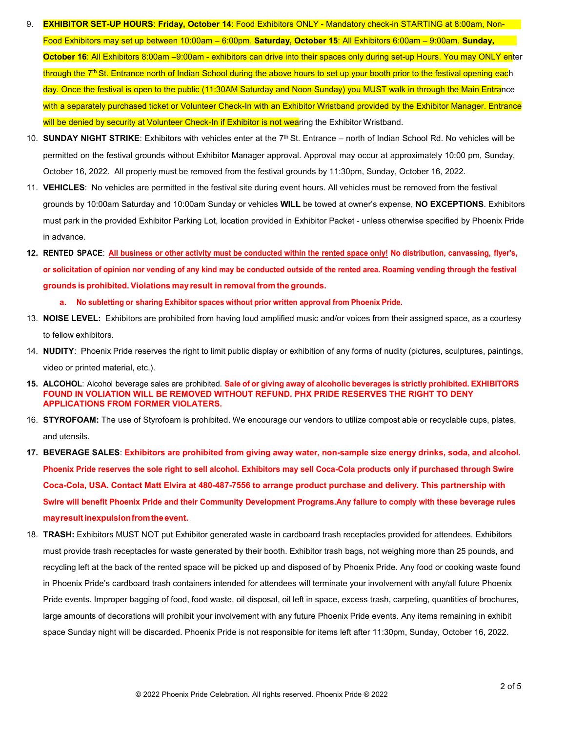9. **EXHIBITOR SET-UP HOURS**: **Friday, October 14**: Food Exhibitors ONLY - Mandatory check-in STARTING at 8:00am, Non-Food Exhibitors may set up between 10:00am – 6:00pm. **Saturday, October 15**: All Exhibitors 6:00am – 9:00am. **Sunday, October 16**: All Exhibitors 8:00am –9:00am - exhibitors can drive into their spaces only during set-up Hours. You may ONLY enter through the 7th St. Entrance north of Indian School during the above hours to set up your booth prior to the festival opening each day. Once the festival is open to the public (11:30AM Saturday and Noon Sunday) you MUST walk in through the Main Entrance with a separately purchased ticket or Volunteer Check-In with an Exhibitor Wristband provided by the Exhibitor Manager. Entrance will be denied by security at Volunteer Check-In if Exhibitor is not wearing the Exhibitor Wristband.
10. **SUNDAY NIGHT STRIKE**: Exhibitors with vehicles enter at the 7th St. Entrance – north of Indian School Rd. No vehicles will be permitted on the festival grounds without Exhibitor Manager approval. Approval may occur at approximately 10:00 pm, Sunday, October 16, 2022. All property must be removed from the festival grounds by 11:30pm, Sunday, October 16, 2022.
11. **VEHICLES**: No vehicles are permitted in the festival site during event hours. All vehicles must be removed from the festival grounds by 10:00am Saturday and 10:00am Sunday or vehicles **WILL** be towed at owner's expense, **NO EXCEPTIONS**. Exhibitors must park in the provided Exhibitor Parking Lot, location provided in Exhibitor Packet - unless otherwise specified by Phoenix Pride in advance.
12. **RENTED SPACE**: **All business or other activity must be conducted within the rented space only! No distribution, canvassing, flyer's, or solicitation of opinion nor vending of any kind may be conducted outside of the rented area. Roaming vending through the festival grounds is prohibited. Violations may result in removal from the grounds.**
    a. **No subletting or sharing Exhibitor spaces without prior written approval from Phoenix Pride.**
13. **NOISE LEVEL:** Exhibitors are prohibited from having loud amplified music and/or voices from their assigned space, as a courtesy to fellow exhibitors.
14. **NUDITY**: Phoenix Pride reserves the right to limit public display or exhibition of any forms of nudity (pictures, sculptures, paintings, video or printed material, etc.).
15. **ALCOHOL**: Alcohol beverage sales are prohibited. **Sale of or giving away of alcoholic beverages is strictly prohibited. EXHIBITORS FOUND IN VOLIATION WILL BE REMOVED WITHOUT REFUND. PHX PRIDE RESERVES THE RIGHT TO DENY APPLICATIONS FROM FORMER VIOLATERS.**
16. **STYROFOAM:** The use of Styrofoam is prohibited. We encourage our vendors to utilize compost able or recyclable cups, plates, and utensils.
17. **BEVERAGE SALES**: **Exhibitors are prohibited from giving away water, non-sample size energy drinks, soda, and alcohol. Phoenix Pride reserves the sole right to sell alcohol. Exhibitors may sell Coca-Cola products only if purchased through Swire Coca-Cola, USA. Contact Matt Elvira at 480-487-7556 to arrange product purchase and delivery. This partnership with Swire will benefit Phoenix Pride and their Community Development Programs.Any failure to comply with these beverage rules may result in expulsion from the event.**
18. **TRASH:** Exhibitors MUST NOT put Exhibitor generated waste in cardboard trash receptacles provided for attendees. Exhibitors must provide trash receptacles for waste generated by their booth. Exhibitor trash bags, not weighing more than 25 pounds, and recycling left at the back of the rented space will be picked up and disposed of by Phoenix Pride. Any food or cooking waste found in Phoenix Pride's cardboard trash containers intended for attendees will terminate your involvement with any/all future Phoenix Pride events. Improper bagging of food, food waste, oil disposal, oil left in space, excess trash, carpeting, quantities of brochures, large amounts of decorations will prohibit your involvement with any future Phoenix Pride events. Any items remaining in exhibit space Sunday night will be discarded. Phoenix Pride is not responsible for items left after 11:30pm, Sunday, October 16, 2022.

© 2022 Phoenix Pride Celebration. All rights reserved. Phoenix Pride ® 2022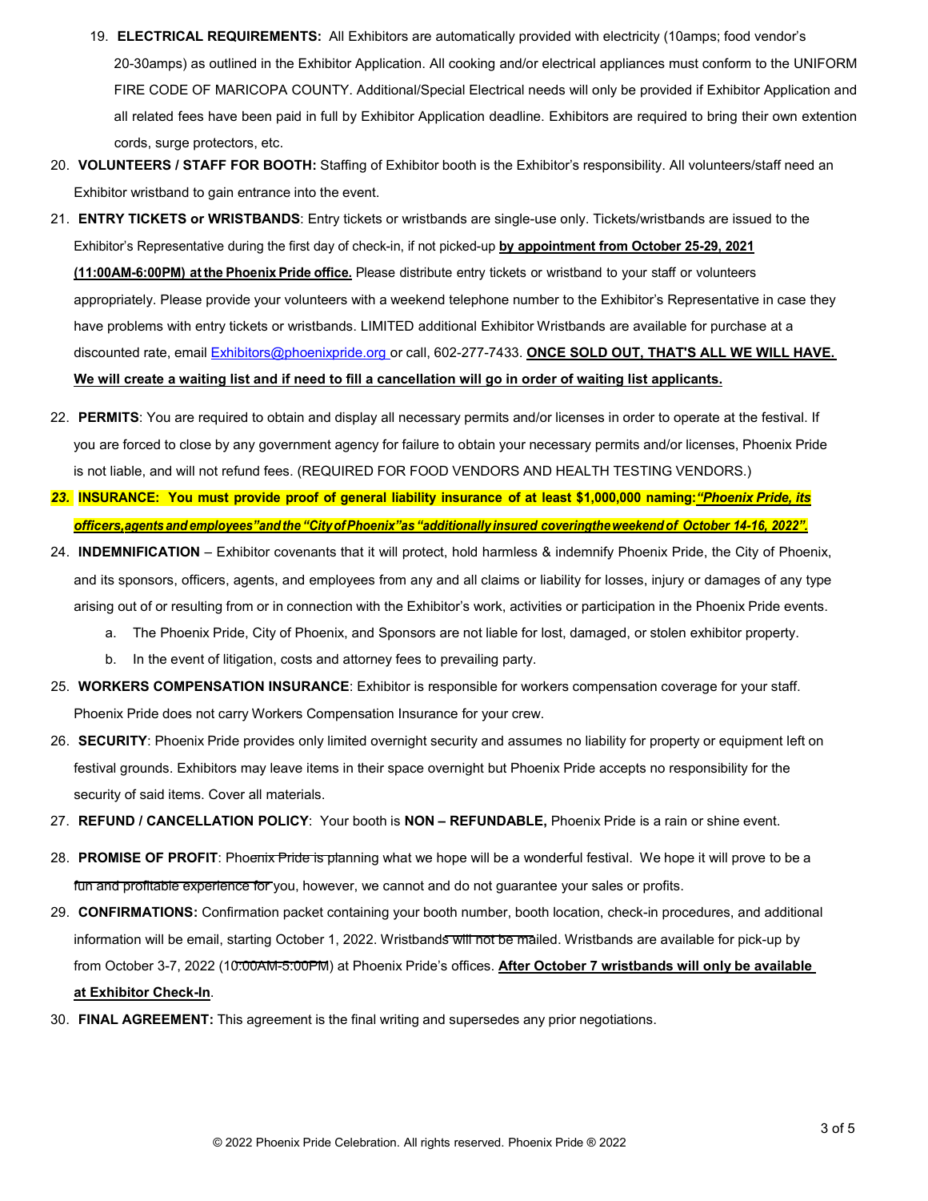19. **ELECTRICAL REQUIREMENTS:** All Exhibitors are automatically provided with electricity (10amps; food vendor's 20-30amps) as outlined in the Exhibitor Application. All cooking and/or electrical appliances must conform to the UNIFORM FIRE CODE OF MARICOPA COUNTY. Additional/Special Electrical needs will only be provided if Exhibitor Application and all related fees have been paid in full by Exhibitor Application deadline. Exhibitors are required to bring their own extention cords, surge protectors, etc.

20. **VOLUNTEERS / STAFF FOR BOOTH:** Staffing of Exhibitor booth is the Exhibitor's responsibility. All volunteers/staff need an Exhibitor wristband to gain entrance into the event.

21. **ENTRY TICKETS or WRISTBANDS**: Entry tickets or wristbands are single-use only. Tickets/wristbands are issued to the Exhibitor's Representative during the first day of check-in, if not picked-up **by appointment from October 25-29, 2021 (11:00AM-6:00PM) at the Phoenix Pride office.** Please distribute entry tickets or wristband to your staff or volunteers appropriately. Please provide your volunteers with a weekend telephone number to the Exhibitor's Representative in case they have problems with entry tickets or wristbands. LIMITED additional Exhibitor Wristbands are available for purchase at a discounted rate, email Exhibitors@phoenixpride.org or call, 602-277-7433. **ONCE SOLD OUT, THAT'S ALL WE WILL HAVE. We will create a waiting list and if need to fill a cancellation will go in order of waiting list applicants.**

22. **PERMITS**: You are required to obtain and display all necessary permits and/or licenses in order to operate at the festival. If you are forced to close by any government agency for failure to obtain your necessary permits and/or licenses, Phoenix Pride is not liable, and will not refund fees. (REQUIRED FOR FOOD VENDORS AND HEALTH TESTING VENDORS.)

23. **INSURANCE: You must provide proof of general liability insurance of at least $1,000,000 naming: *"Phoenix Pride, its officers, agents and employees" and the "City of Phoenix" as "additionally insured covering the weekend of October 14-16, 2022".***

24. **INDEMNIFICATION** – Exhibitor covenants that it will protect, hold harmless & indemnify Phoenix Pride, the City of Phoenix, and its sponsors, officers, agents, and employees from any and all claims or liability for losses, injury or damages of any type arising out of or resulting from or in connection with the Exhibitor's work, activities or participation in the Phoenix Pride events.
    a. The Phoenix Pride, City of Phoenix, and Sponsors are not liable for lost, damaged, or stolen exhibitor property.
    b. In the event of litigation, costs and attorney fees to prevailing party.

25. **WORKERS COMPENSATION INSURANCE**: Exhibitor is responsible for workers compensation coverage for your staff. Phoenix Pride does not carry Workers Compensation Insurance for your crew.

26. **SECURITY**: Phoenix Pride provides only limited overnight security and assumes no liability for property or equipment left on festival grounds. Exhibitors may leave items in their space overnight but Phoenix Pride accepts no responsibility for the security of said items. Cover all materials.

27. **REFUND / CANCELLATION POLICY**: Your booth is **NON – REFUNDABLE,** Phoenix Pride is a rain or shine event.

28. **PROMISE OF PROFIT**: Phoenix Pride is planning what we hope will be a wonderful festival. We hope it will prove to be a fun and profitable experience for you, however, we cannot and do not guarantee your sales or profits.

29. **CONFIRMATIONS:** Confirmation packet containing your booth number, booth location, check-in procedures, and additional information will be email, starting October 1, 2022. Wristbands will not be mailed. Wristbands are available for pick-up by from October 3-7, 2022 (10:00AM-5:00PM) at Phoenix Pride's offices. **After October 7 wristbands will only be available at Exhibitor Check-In**.

30. **FINAL AGREEMENT:** This agreement is the final writing and supersedes any prior negotiations.

© 2022 Phoenix Pride Celebration. All rights reserved. Phoenix Pride ® 2022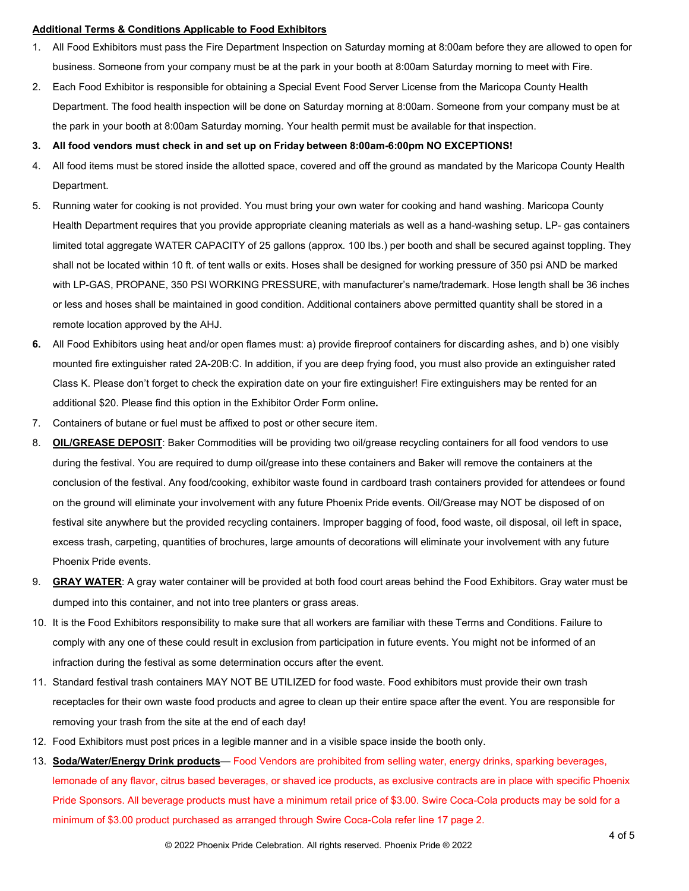**Additional Terms & Conditions Applicable to Food Exhibitors**

1. All Food Exhibitors must pass the Fire Department Inspection on Saturday morning at 8:00am before they are allowed to open for business. Someone from your company must be at the park in your booth at 8:00am Saturday morning to meet with Fire.
2. Each Food Exhibitor is responsible for obtaining a Special Event Food Server License from the Maricopa County Health Department. The food health inspection will be done on Saturday morning at 8:00am. Someone from your company must be at the park in your booth at 8:00am Saturday morning. Your health permit must be available for that inspection.
3. **All food vendors must check in and set up on Friday between 8:00am-6:00pm NO EXCEPTIONS!**
4. All food items must be stored inside the allotted space, covered and off the ground as mandated by the Maricopa County Health Department.
5. Running water for cooking is not provided. You must bring your own water for cooking and hand washing. Maricopa County Health Department requires that you provide appropriate cleaning materials as well as a hand-washing setup. LP- gas containers limited total aggregate WATER CAPACITY of 25 gallons (approx. 100 lbs.) per booth and shall be secured against toppling. They shall not be located within 10 ft. of tent walls or exits. Hoses shall be designed for working pressure of 350 psi AND be marked with LP-GAS, PROPANE, 350 PSI WORKING PRESSURE, with manufacturer's name/trademark. Hose length shall be 36 inches or less and hoses shall be maintained in good condition. Additional containers above permitted quantity shall be stored in a remote location approved by the AHJ.
6. All Food Exhibitors using heat and/or open flames must: a) provide fireproof containers for discarding ashes, and b) one visibly mounted fire extinguisher rated 2A-20B:C. In addition, if you are deep frying food, you must also provide an extinguisher rated Class K. Please don't forget to check the expiration date on your fire extinguisher! Fire extinguishers may be rented for an additional $20. Please find this option in the Exhibitor Order Form online.
7. Containers of butane or fuel must be affixed to post or other secure item.
8. **OIL/GREASE DEPOSIT**: Baker Commodities will be providing two oil/grease recycling containers for all food vendors to use during the festival. You are required to dump oil/grease into these containers and Baker will remove the containers at the conclusion of the festival. Any food/cooking, exhibitor waste found in cardboard trash containers provided for attendees or found on the ground will eliminate your involvement with any future Phoenix Pride events. Oil/Grease may NOT be disposed of on festival site anywhere but the provided recycling containers. Improper bagging of food, food waste, oil disposal, oil left in space, excess trash, carpeting, quantities of brochures, large amounts of decorations will eliminate your involvement with any future Phoenix Pride events.
9. **GRAY WATER**: A gray water container will be provided at both food court areas behind the Food Exhibitors. Gray water must be dumped into this container, and not into tree planters or grass areas.
10. It is the Food Exhibitors responsibility to make sure that all workers are familiar with these Terms and Conditions. Failure to comply with any one of these could result in exclusion from participation in future events. You might not be informed of an infraction during the festival as some determination occurs after the event.
11. Standard festival trash containers MAY NOT BE UTILIZED for food waste. Food exhibitors must provide their own trash receptacles for their own waste food products and agree to clean up their entire space after the event. You are responsible for removing your trash from the site at the end of each day!
12. Food Exhibitors must post prices in a legible manner and in a visible space inside the booth only.
13. **Soda/Water/Energy Drink products**— Food Vendors are prohibited from selling water, energy drinks, sparking beverages, lemonade of any flavor, citrus based beverages, or shaved ice products, as exclusive contracts are in place with specific Phoenix Pride Sponsors. All beverage products must have a minimum retail price of $3.00. Swire Coca-Cola products may be sold for a minimum of $3.00 product purchased as arranged through Swire Coca-Cola refer line 17 page 2.

© 2022 Phoenix Pride Celebration. All rights reserved. Phoenix Pride ® 2022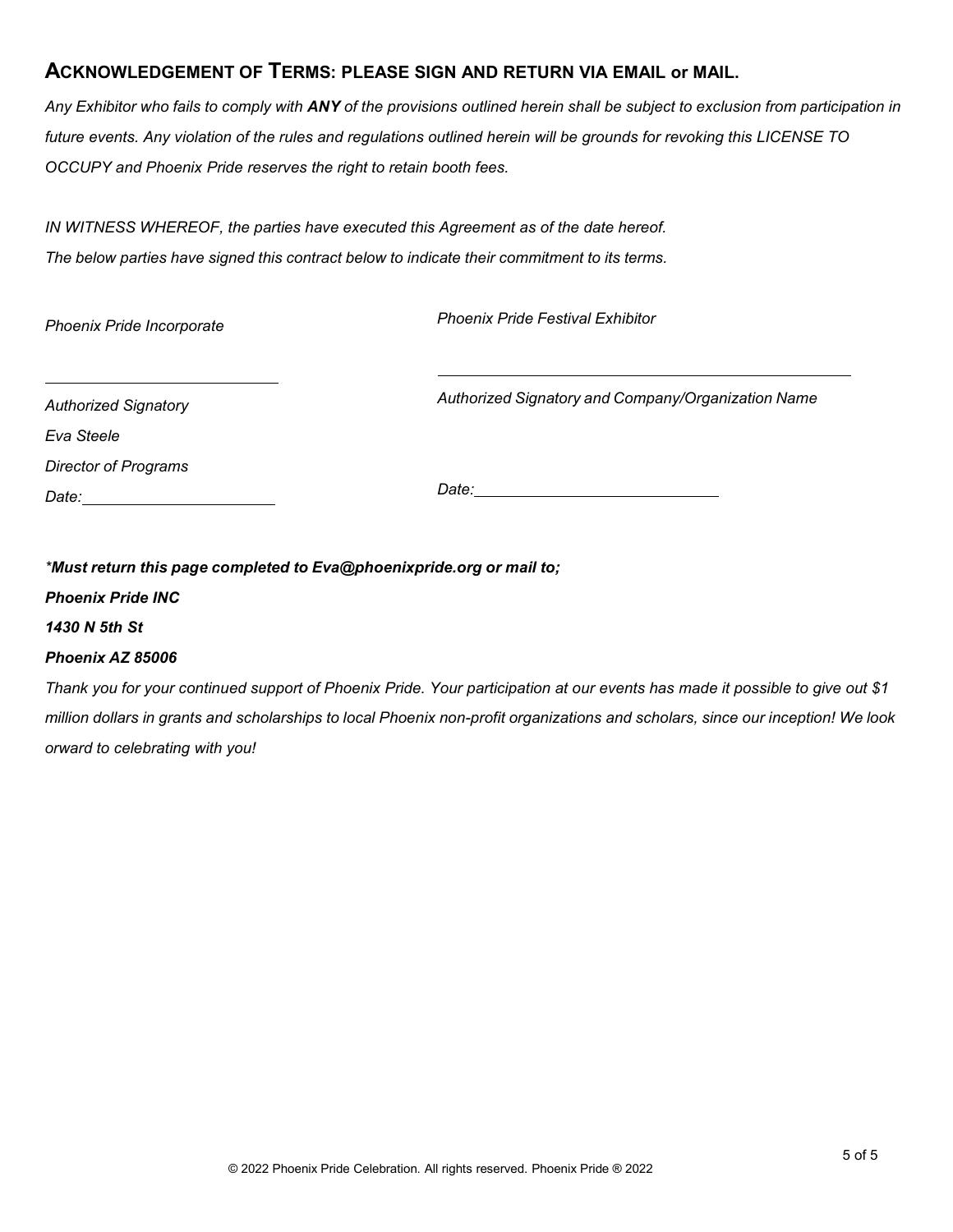## ACKNOWLEDGEMENT OF TERMS: PLEASE SIGN AND RETURN VIA EMAIL or MAIL.

*Any Exhibitor who fails to comply with **ANY** of the provisions outlined herein shall be subject to exclusion from participation in future events. Any violation of the rules and regulations outlined herein will be grounds for revoking this LICENSE TO OCCUPY and Phoenix Pride reserves the right to retain booth fees.*

*IN WITNESS WHEREOF, the parties have executed this Agreement as of the date hereof.*
*The below parties have signed this contract below to indicate their commitment to its terms.*

*Phoenix Pride Incorporate*

\_\_\_\_\_\_\_\_\_\_\_\_\_\_\_\_\_\_\_\_\_\_\_\_\_\_\_\_

*Authorized Signatory*

*Eva Steele*

*Director of Programs*

*Date:* \_\_\_\_\_\_\_\_\_\_\_\_\_\_\_\_\_\_\_\_\_\_

*Phoenix Pride Festival Exhibitor*

\_\_\_\_\_\_\_\_\_\_\_\_\_\_\_\_\_\_\_\_\_\_\_\_\_\_\_\_\_\_\_\_\_\_\_\_\_\_\_\_\_\_\_\_\_\_\_\_

*Authorized Signatory and Company/Organization Name*

*Date:* \_\_\_\_\_\_\_\_\_\_\_\_\_\_\_\_\_\_\_\_\_\_\_\_\_\_\_\_\_

***Must return this page completed to Eva@phoenixpride.org or mail to;***

***Phoenix Pride INC***

***1430 N 5th St***

***Phoenix AZ 85006***

*Thank you for your continued support of Phoenix Pride. Your participation at our events has made it possible to give out $1 million dollars in grants and scholarships to local Phoenix non-profit organizations and scholars, since our inception! We look orward to celebrating with you!*

© 2022 Phoenix Pride Celebration. All rights reserved. Phoenix Pride ® 2022